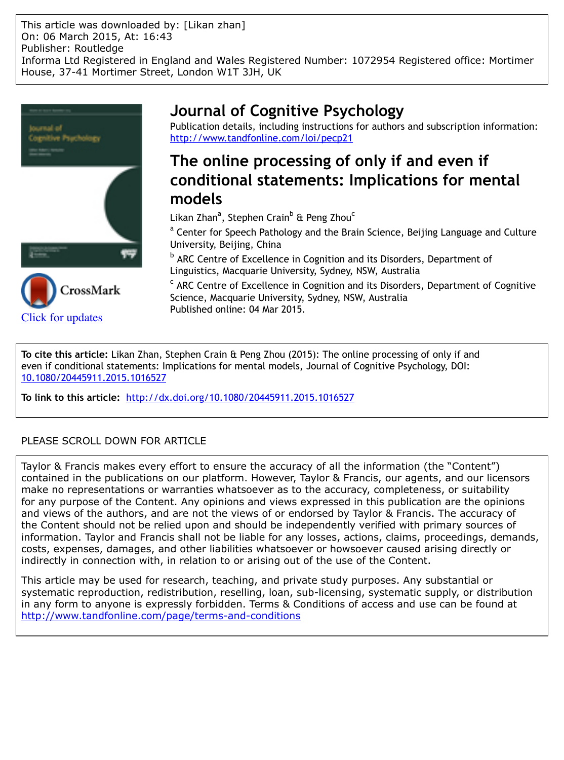This article was downloaded by: [Likan zhan]
On: 06 March 2015, At: 16:43
Publisher: Routledge
Informa Ltd Registered in England and Wales Registered Number: 1072954 Registered office: Mortimer House, 37-41 Mortimer Street, London W1T 3JH, UK

# Journal of Cognitive Psychology

Publication details, including instructions for authors and subscription information:
http://www.tandfonline.com/loi/pecp21

## The online processing of only if and even if conditional statements: Implications for mental models

Likan Zhan[a], Stephen Crain[b] & Peng Zhou[c]

[a] Center for Speech Pathology and the Brain Science, Beijing Language and Culture University, Beijing, China

[b] ARC Centre of Excellence in Cognition and its Disorders, Department of Linguistics, Macquarie University, Sydney, NSW, Australia

[c] ARC Centre of Excellence in Cognition and its Disorders, Department of Cognitive Science, Macquarie University, Sydney, NSW, Australia

Published online: 04 Mar 2015.

Click for updates

**To cite this article:** Likan Zhan, Stephen Crain & Peng Zhou (2015): The online processing of only if and even if conditional statements: Implications for mental models, Journal of Cognitive Psychology, DOI: 10.1080/20445911.2015.1016527

**To link to this article:** http://dx.doi.org/10.1080/20445911.2015.1016527

PLEASE SCROLL DOWN FOR ARTICLE

Taylor & Francis makes every effort to ensure the accuracy of all the information (the "Content") contained in the publications on our platform. However, Taylor & Francis, our agents, and our licensors make no representations or warranties whatsoever as to the accuracy, completeness, or suitability for any purpose of the Content. Any opinions and views expressed in this publication are the opinions and views of the authors, and are not the views of or endorsed by Taylor & Francis. The accuracy of the Content should not be relied upon and should be independently verified with primary sources of information. Taylor and Francis shall not be liable for any losses, actions, claims, proceedings, demands, costs, expenses, damages, and other liabilities whatsoever or howsoever caused arising directly or indirectly in connection with, in relation to or arising out of the use of the Content.

This article may be used for research, teaching, and private study purposes. Any substantial or systematic reproduction, redistribution, reselling, loan, sub-licensing, systematic supply, or distribution in any form to anyone is expressly forbidden. Terms & Conditions of access and use can be found at http://www.tandfonline.com/page/terms-and-conditions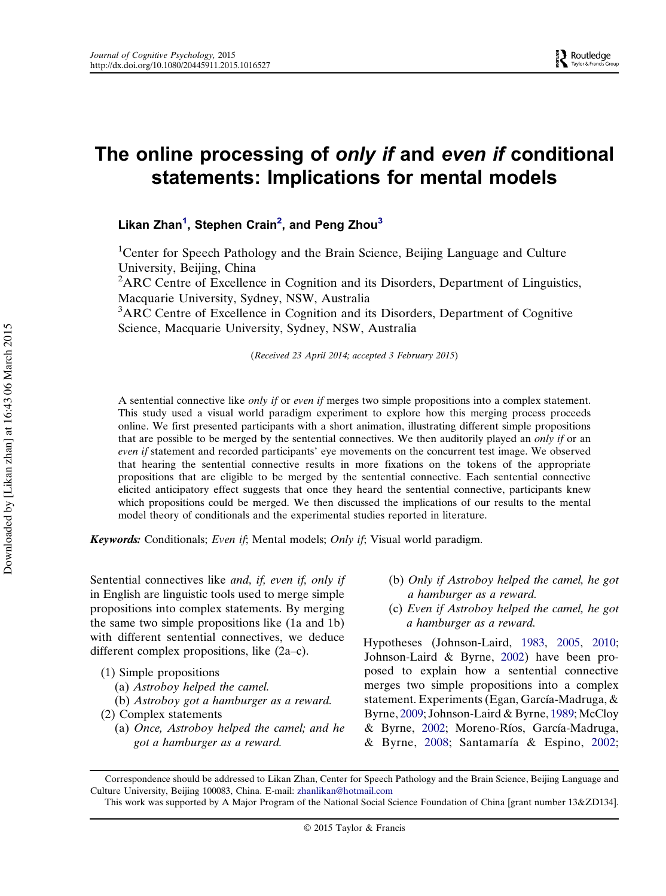# The online processing of *only if* and *even if* conditional statements: Implications for mental models

**Likan Zhan[1], Stephen Crain[2], and Peng Zhou[3]**

[1]Center for Speech Pathology and the Brain Science, Beijing Language and Culture University, Beijing, China
[2]ARC Centre of Excellence in Cognition and its Disorders, Department of Linguistics, Macquarie University, Sydney, NSW, Australia
[3]ARC Centre of Excellence in Cognition and its Disorders, Department of Cognitive Science, Macquarie University, Sydney, NSW, Australia

(*Received 23 April 2014; accepted 3 February 2015*)

A sentential connective like *only if* or *even if* merges two simple propositions into a complex statement. This study used a visual world paradigm experiment to explore how this merging process proceeds online. We first presented participants with a short animation, illustrating different simple propositions that are possible to be merged by the sentential connectives. We then auditorily played an *only if* or an *even if* statement and recorded participants' eye movements on the concurrent test image. We observed that hearing the sentential connective results in more fixations on the tokens of the appropriate propositions that are eligible to be merged by the sentential connective. Each sentential connective elicited anticipatory effect suggests that once they heard the sentential connective, participants knew which propositions could be merged. We then discussed the implications of our results to the mental model theory of conditionals and the experimental studies reported in literature.

***Keywords:*** Conditionals; *Even if*; Mental models; *Only if*; Visual world paradigm.

Sentential connectives like *and, if, even if, only if* in English are linguistic tools used to merge simple propositions into complex statements. By merging the same two simple propositions like (1a and 1b) with different sentential connectives, we deduce different complex propositions, like (2a–c).

(1) Simple propositions
  (a) *Astroboy helped the camel.*
  (b) *Astroboy got a hamburger as a reward.*
(2) Complex statements
  (a) *Once, Astroboy helped the camel; and he got a hamburger as a reward.*
  (b) *Only if Astroboy helped the camel, he got a hamburger as a reward.*
  (c) *Even if Astroboy helped the camel, he got a hamburger as a reward.*

Hypotheses (Johnson-Laird, 1983, 2005, 2010; Johnson-Laird & Byrne, 2002) have been proposed to explain how a sentential connective merges two simple propositions into a complex statement. Experiments (Egan, García-Madruga, & Byrne, 2009; Johnson-Laird & Byrne, 1989; McCloy & Byrne, 2002; Moreno-Ríos, García-Madruga, & Byrne, 2008; Santamaría & Espino, 2002;

Correspondence should be addressed to Likan Zhan, Center for Speech Pathology and the Brain Science, Beijing Language and Culture University, Beijing 100083, China. E-mail: zhanlikan@hotmail.com

This work was supported by A Major Program of the National Social Science Foundation of China [grant number 13&ZD134].

© 2015 Taylor & Francis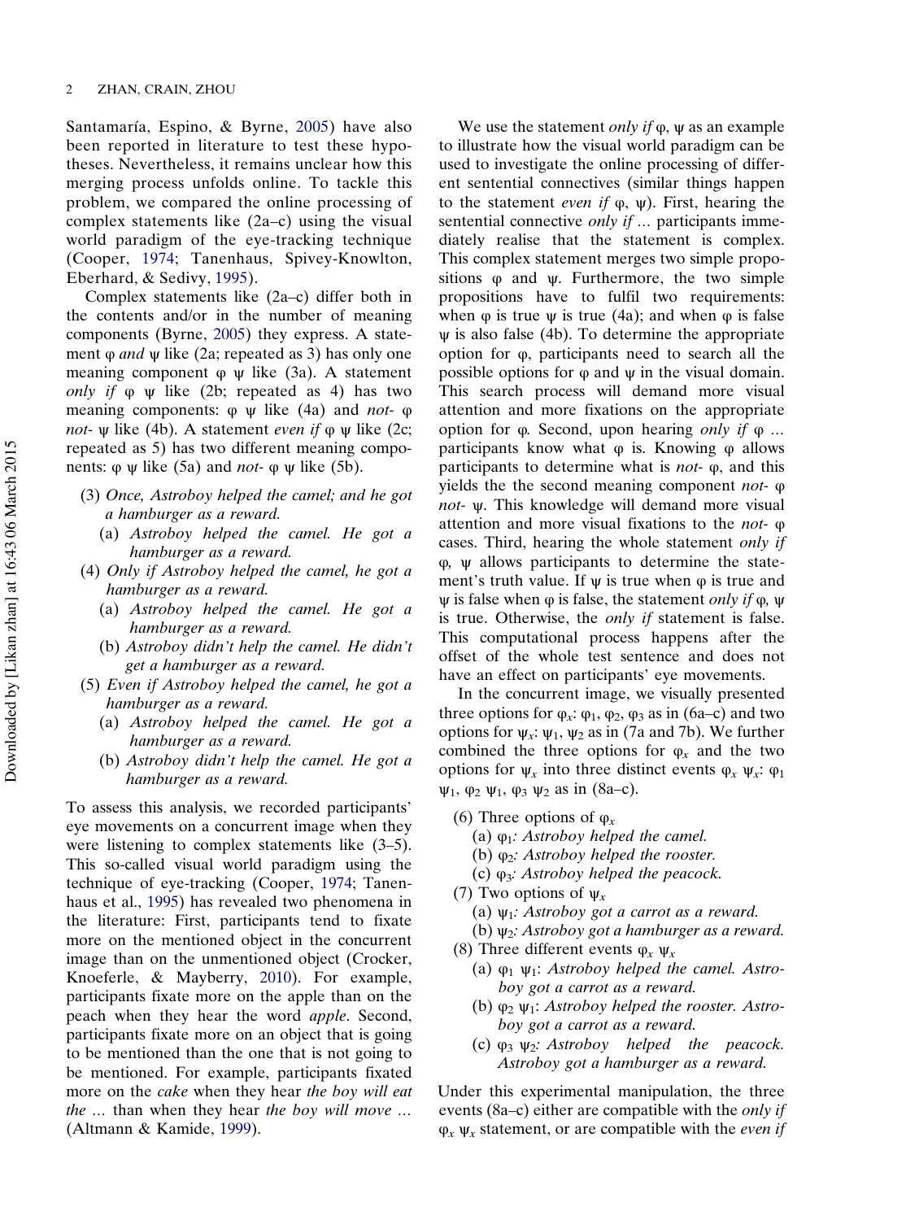Santamaría, Espino, & Byrne, 2005) have also been reported in literature to test these hypotheses. Nevertheless, it remains unclear how this merging process unfolds online. To tackle this problem, we compared the online processing of complex statements like (2a–c) using the visual world paradigm of the eye-tracking technique (Cooper, 1974; Tanenhaus, Spivey-Knowlton, Eberhard, & Sedivy, 1995).

Complex statements like (2a–c) differ both in the contents and/or in the number of meaning components (Byrne, 2005) they express. A statement φ *and* ψ like (2a; repeated as 3) has only one meaning component φ ψ like (3a). A statement *only if* φ ψ like (2b; repeated as 4) has two meaning components: φ ψ like (4a) and *not-* φ *not-* ψ like (4b). A statement *even if* φ ψ like (2c; repeated as 5) has two different meaning components: φ ψ like (5a) and *not-* φ ψ like (5b).

(3) *Once, Astroboy helped the camel; and he got a hamburger as a reward.*
  (a) *Astroboy helped the camel. He got a hamburger as a reward.*

(4) *Only if Astroboy helped the camel, he got a hamburger as a reward.*
  (a) *Astroboy helped the camel. He got a hamburger as a reward.*
  (b) *Astroboy didn't help the camel. He didn't get a hamburger as a reward.*

(5) *Even if Astroboy helped the camel, he got a hamburger as a reward.*
  (a) *Astroboy helped the camel. He got a hamburger as a reward.*
  (b) *Astroboy didn't help the camel. He got a hamburger as a reward.*

To assess this analysis, we recorded participants' eye movements on a concurrent image when they were listening to complex statements like (3–5). This so-called visual world paradigm using the technique of eye-tracking (Cooper, 1974; Tanenhaus et al., 1995) has revealed two phenomena in the literature: First, participants tend to fixate more on the mentioned object in the concurrent image than on the unmentioned object (Crocker, Knoeferle, & Mayberry, 2010). For example, participants fixate more on the apple than on the peach when they hear the word *apple*. Second, participants fixate more on an object that is going to be mentioned than the one that is not going to be mentioned. For example, participants fixated more on the *cake* when they hear *the boy will eat the ...* than when they hear *the boy will move ...* (Altmann & Kamide, 1999).

We use the statement *only if* φ, ψ as an example to illustrate how the visual world paradigm can be used to investigate the online processing of different sentential connectives (similar things happen to the statement *even if* φ, ψ). First, hearing the sentential connective *only if ...* participants immediately realise that the statement is complex. This complex statement merges two simple propositions φ and ψ. Furthermore, the two simple propositions have to fulfil two requirements: when φ is true ψ is true (4a); and when φ is false ψ is also false (4b). To determine the appropriate option for φ, participants need to search all the possible options for φ and ψ in the visual domain. This search process will demand more visual attention and more fixations on the appropriate option for φ. Second, upon hearing *only if* φ ... participants know what φ is. Knowing φ allows participants to determine what is *not-* φ, and this yields the the second meaning component *not-* φ *not-* ψ. This knowledge will demand more visual attention and more visual fixations to the *not-* φ cases. Third, hearing the whole statement *only if* φ, ψ allows participants to determine the statement's truth value. If ψ is true when φ is true and ψ is false when φ is false, the statement *only if* φ, ψ is true. Otherwise, the *only if* statement is false. This computational process happens after the offset of the whole test sentence and does not have an effect on participants' eye movements.

In the concurrent image, we visually presented three options for $\varphi_x$: $\varphi_1$, $\varphi_2$, $\varphi_3$ as in (6a–c) and two options for $\psi_x$: $\psi_1$, $\psi_2$ as in (7a and 7b). We further combined the three options for $\varphi_x$ and the two options for $\psi_x$ into three distinct events $\varphi_x$ $\psi_x$: $\varphi_1$ $\psi_1$, $\varphi_2$ $\psi_1$, $\varphi_3$ $\psi_2$ as in (8a–c).

(6) Three options of $\varphi_x$
  (a) $\varphi_1$*: Astroboy helped the camel.*
  (b) $\varphi_2$*: Astroboy helped the rooster.*
  (c) $\varphi_3$*: Astroboy helped the peacock.*

(7) Two options of $\psi_x$
  (a) $\psi_1$*: Astroboy got a carrot as a reward.*
  (b) $\psi_2$*: Astroboy got a hamburger as a reward.*

(8) Three different events $\varphi_x$ $\psi_x$
  (a) $\varphi_1$ $\psi_1$*: Astroboy helped the camel. Astroboy got a carrot as a reward.*
  (b) $\varphi_2$ $\psi_1$*: Astroboy helped the rooster. Astroboy got a carrot as a reward.*
  (c) $\varphi_3$ $\psi_2$*: Astroboy helped the peacock. Astroboy got a hamburger as a reward.*

Under this experimental manipulation, the three events (8a–c) either are compatible with the *only if* $\varphi_x$ $\psi_x$ statement, or are compatible with the *even if*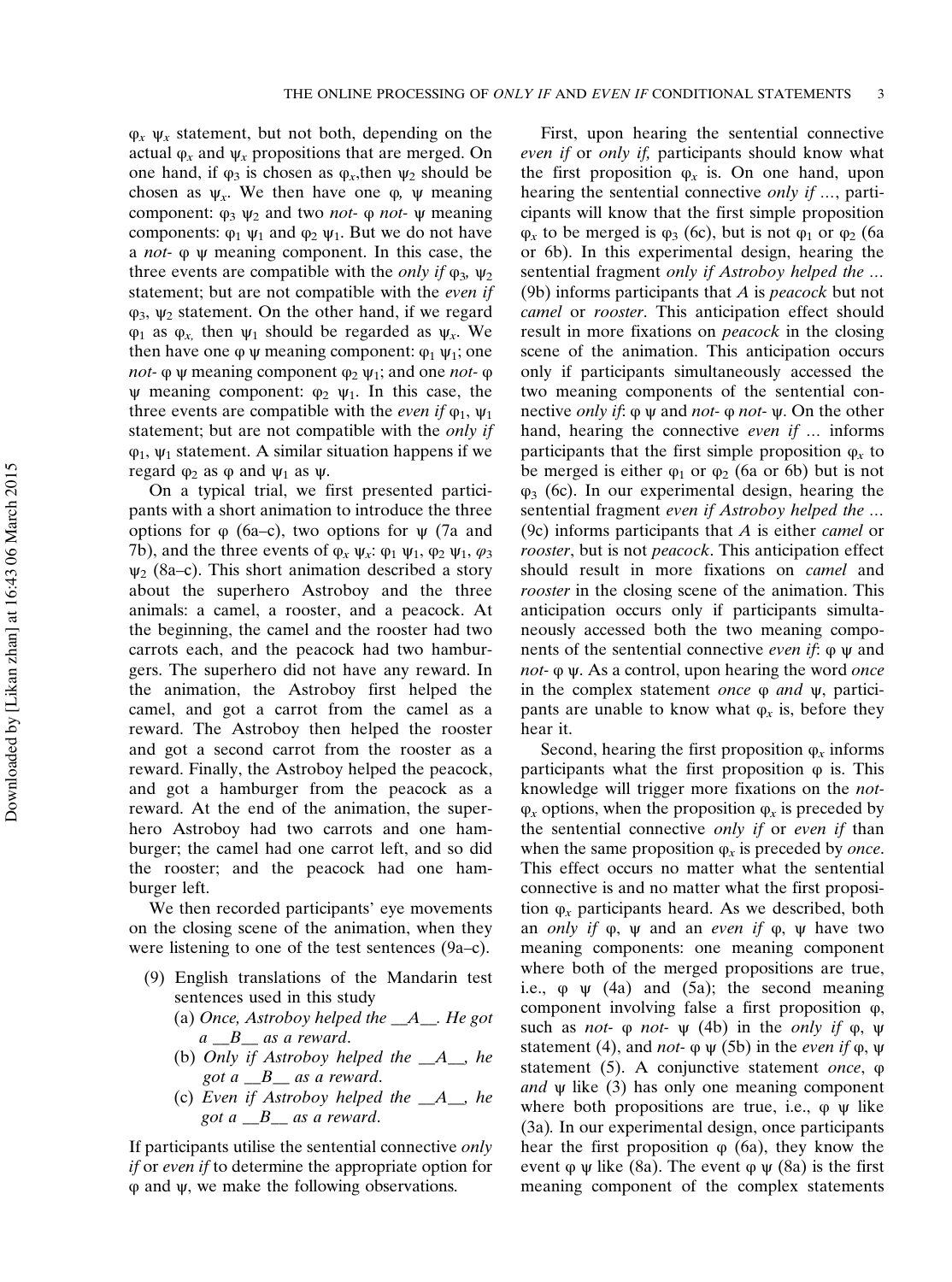$\varphi_x$ $\psi_x$ statement, but not both, depending on the actual $\varphi_x$ and $\psi_x$ propositions that are merged. On one hand, if $\varphi_3$ is chosen as $\varphi_x$,then $\psi_2$ should be chosen as $\psi_x$. We then have one $\varphi$, $\psi$ meaning component: $\varphi_3$ $\psi_2$ and two *not-* $\varphi$ *not-* $\psi$ meaning components: $\varphi_1$ $\psi_1$ and $\varphi_2$ $\psi_1$. But we do not have a *not-* $\varphi$ $\psi$ meaning component. In this case, the three events are compatible with the *only if* $\varphi_3$, $\psi_2$ statement; but are not compatible with the *even if* $\varphi_3$, $\psi_2$ statement. On the other hand, if we regard $\varphi_1$ as $\varphi_x$, then $\psi_1$ should be regarded as $\psi_x$. We then have one $\varphi$ $\psi$ meaning component: $\varphi_1$ $\psi_1$; one *not-* $\varphi$ $\psi$ meaning component $\varphi_2$ $\psi_1$; and one *not-* $\varphi$ $\psi$ meaning component: $\varphi_2$ $\psi_1$. In this case, the three events are compatible with the *even if* $\varphi_1$, $\psi_1$ statement; but are not compatible with the *only if* $\varphi_1$, $\psi_1$ statement. A similar situation happens if we regard $\varphi_2$ as $\varphi$ and $\psi_1$ as $\psi$.

On a typical trial, we first presented participants with a short animation to introduce the three options for $\varphi$ (6a–c), two options for $\psi$ (7a and 7b), and the three events of $\varphi_x$ $\psi_x$: $\varphi_1$ $\psi_1$, $\varphi_2$ $\psi_1$, $\varphi_3$ $\psi_2$ (8a–c). This short animation described a story about the superhero Astroboy and the three animals: a camel, a rooster, and a peacock. At the beginning, the camel and the rooster had two carrots each, and the peacock had two hamburgers. The superhero did not have any reward. In the animation, the Astroboy first helped the camel, and got a carrot from the camel as a reward. The Astroboy then helped the rooster and got a second carrot from the rooster as a reward. Finally, the Astroboy helped the peacock, and got a hamburger from the peacock as a reward. At the end of the animation, the superhero Astroboy had two carrots and one hamburger; the camel had one carrot left, and so did the rooster; and the peacock had one hamburger left.

We then recorded participants' eye movements on the closing scene of the animation, when they were listening to one of the test sentences (9a–c).

(9) English translations of the Mandarin test sentences used in this study
   (a) *Once, Astroboy helped the \_\_A\_\_. He got a \_\_B\_\_ as a reward.*
   (b) *Only if Astroboy helped the \_\_A\_\_, he got a \_\_B\_\_ as a reward.*
   (c) *Even if Astroboy helped the \_\_A\_\_, he got a \_\_B\_\_ as a reward.*

If participants utilise the sentential connective *only if* or *even if* to determine the appropriate option for $\varphi$ and $\psi$, we make the following observations.

First, upon hearing the sentential connective *even if* or *only if,* participants should know what the first proposition $\varphi_x$ is. On one hand, upon hearing the sentential connective *only if* ..., participants will know that the first simple proposition $\varphi_x$ to be merged is $\varphi_3$ (6c), but is not $\varphi_1$ or $\varphi_2$ (6a or 6b). In this experimental design, hearing the sentential fragment *only if Astroboy helped the* ... (9b) informs participants that *A* is *peacock* but not *camel* or *rooster*. This anticipation effect should result in more fixations on *peacock* in the closing scene of the animation. This anticipation occurs only if participants simultaneously accessed the two meaning components of the sentential connective *only if*: $\varphi$ $\psi$ and *not-* $\varphi$ *not-* $\psi$. On the other hand, hearing the connective *even if* ... informs participants that the first simple proposition $\varphi_x$ to be merged is either $\varphi_1$ or $\varphi_2$ (6a or 6b) but is not $\varphi_3$ (6c). In our experimental design, hearing the sentential fragment *even if Astroboy helped the* ... (9c) informs participants that *A* is either *camel* or *rooster*, but is not *peacock*. This anticipation effect should result in more fixations on *camel* and *rooster* in the closing scene of the animation. This anticipation occurs only if participants simultaneously accessed both the two meaning components of the sentential connective *even if*: $\varphi$ $\psi$ and *not-* $\varphi$ $\psi$. As a control, upon hearing the word *once* in the complex statement *once* $\varphi$ *and* $\psi$, participants are unable to know what $\varphi_x$ is, before they hear it.

Second, hearing the first proposition $\varphi_x$ informs participants what the first proposition $\varphi$ is. This knowledge will trigger more fixations on the *not-* $\varphi_x$ options, when the proposition $\varphi_x$ is preceded by the sentential connective *only if* or *even if* than when the same proposition $\varphi_x$ is preceded by *once*. This effect occurs no matter what the sentential connective is and no matter what the first proposition $\varphi_x$ participants heard. As we described, both an *only if* $\varphi$, $\psi$ and an *even if* $\varphi$, $\psi$ have two meaning components: one meaning component where both of the merged propositions are true, i.e., $\varphi$ $\psi$ (4a) and (5a); the second meaning component involving false a first proposition $\varphi$, such as *not-* $\varphi$ *not-* $\psi$ (4b) in the *only if* $\varphi$, $\psi$ statement (4), and *not-* $\varphi$ $\psi$ (5b) in the *even if* $\varphi$, $\psi$ statement (5). A conjunctive statement *once*, $\varphi$ *and* $\psi$ like (3) has only one meaning component where both propositions are true, i.e., $\varphi$ $\psi$ like (3a). In our experimental design, once participants hear the first proposition $\varphi$ (6a), they know the event $\varphi$ $\psi$ like (8a). The event $\varphi$ $\psi$ (8a) is the first meaning component of the complex statements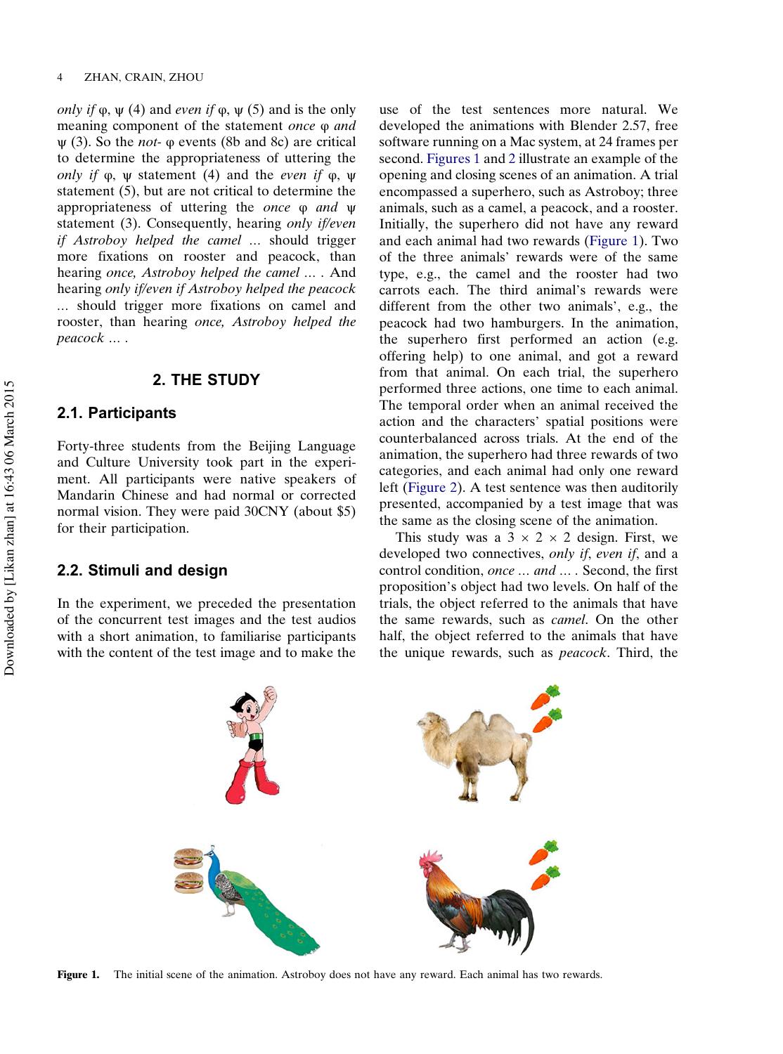*only if* φ, ψ (4) and *even if* φ, ψ (5) and is the only meaning component of the statement *once* φ *and* ψ (3). So the *not-* φ events (8b and 8c) are critical to determine the appropriateness of uttering the *only if* φ, ψ statement (4) and the *even if* φ, ψ statement (5), but are not critical to determine the appropriateness of uttering the *once* φ *and* ψ statement (3). Consequently, hearing *only if/even if Astroboy helped the camel* … should trigger more fixations on rooster and peacock, than hearing *once, Astroboy helped the camel* … . And hearing *only if/even if Astroboy helped the peacock* … should trigger more fixations on camel and rooster, than hearing *once, Astroboy helped the peacock* … .

## 2. THE STUDY

### 2.1. Participants

Forty-three students from the Beijing Language and Culture University took part in the experiment. All participants were native speakers of Mandarin Chinese and had normal or corrected normal vision. They were paid 30CNY (about $5) for their participation.

### 2.2. Stimuli and design

In the experiment, we preceded the presentation of the concurrent test images and the test audios with a short animation, to familiarise participants with the content of the test image and to make the use of the test sentences more natural. We developed the animations with Blender 2.57, free software running on a Mac system, at 24 frames per second. Figures 1 and 2 illustrate an example of the opening and closing scenes of an animation. A trial encompassed a superhero, such as Astroboy; three animals, such as a camel, a peacock, and a rooster. Initially, the superhero did not have any reward and each animal had two rewards (Figure 1). Two of the three animals' rewards were of the same type, e.g., the camel and the rooster had two carrots each. The third animal's rewards were different from the other two animals', e.g., the peacock had two hamburgers. In the animation, the superhero first performed an action (e.g. offering help) to one animal, and got a reward from that animal. On each trial, the superhero performed three actions, one time to each animal. The temporal order when an animal received the action and the characters' spatial positions were counterbalanced across trials. At the end of the animation, the superhero had three rewards of two categories, and each animal had only one reward left (Figure 2). A test sentence was then auditorily presented, accompanied by a test image that was the same as the closing scene of the animation.

This study was a 3 × 2 × 2 design. First, we developed two connectives, *only if*, *even if*, and a control condition, *once* … *and* … . Second, the first proposition's object had two levels. On half of the trials, the object referred to the animals that have the same rewards, such as *camel*. On the other half, the object referred to the animals that have the unique rewards, such as *peacock*. Third, the

**Figure 1.** The initial scene of the animation. Astroboy does not have any reward. Each animal has two rewards.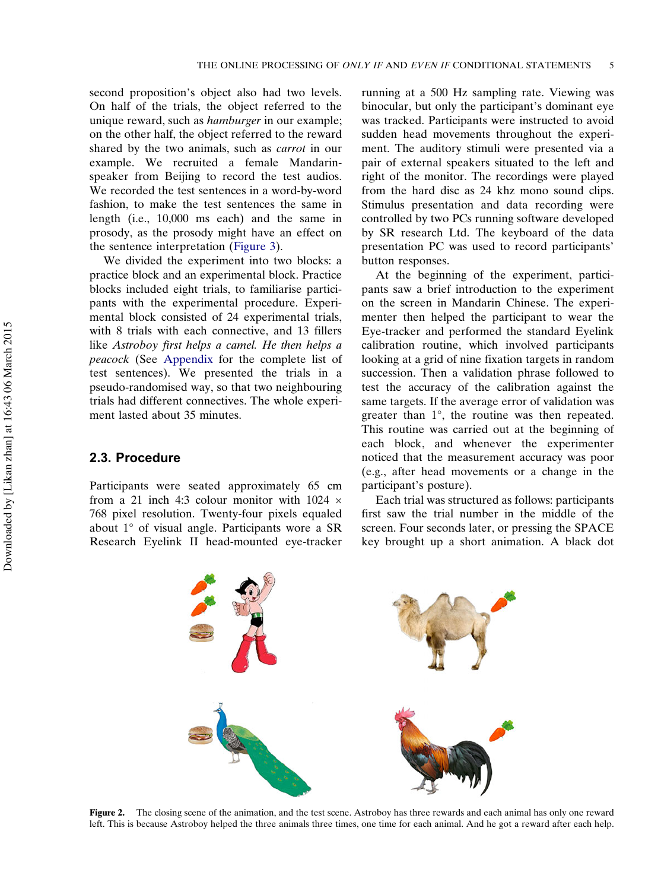second proposition's object also had two levels. On half of the trials, the object referred to the unique reward, such as *hamburger* in our example; on the other half, the object referred to the reward shared by the two animals, such as *carrot* in our example. We recruited a female Mandarin-speaker from Beijing to record the test audios. We recorded the test sentences in a word-by-word fashion, to make the test sentences the same in length (i.e., 10,000 ms each) and the same in prosody, as the prosody might have an effect on the sentence interpretation (Figure 3).

We divided the experiment into two blocks: a practice block and an experimental block. Practice blocks included eight trials, to familiarise participants with the experimental procedure. Experimental block consisted of 24 experimental trials, with 8 trials with each connective, and 13 fillers like *Astroboy first helps a camel. He then helps a peacock* (See Appendix for the complete list of test sentences). We presented the trials in a pseudo-randomised way, so that two neighbouring trials had different connectives. The whole experiment lasted about 35 minutes.

## 2.3. Procedure

Participants were seated approximately 65 cm from a 21 inch 4:3 colour monitor with 1024 × 768 pixel resolution. Twenty-four pixels equaled about 1° of visual angle. Participants wore a SR Research Eyelink II head-mounted eye-tracker running at a 500 Hz sampling rate. Viewing was binocular, but only the participant's dominant eye was tracked. Participants were instructed to avoid sudden head movements throughout the experiment. The auditory stimuli were presented via a pair of external speakers situated to the left and right of the monitor. The recordings were played from the hard disc as 24 khz mono sound clips. Stimulus presentation and data recording were controlled by two PCs running software developed by SR research Ltd. The keyboard of the data presentation PC was used to record participants' button responses.

At the beginning of the experiment, participants saw a brief introduction to the experiment on the screen in Mandarin Chinese. The experimenter then helped the participant to wear the Eye-tracker and performed the standard Eyelink calibration routine, which involved participants looking at a grid of nine fixation targets in random succession. Then a validation phrase followed to test the accuracy of the calibration against the same targets. If the average error of validation was greater than 1°, the routine was then repeated. This routine was carried out at the beginning of each block, and whenever the experimenter noticed that the measurement accuracy was poor (e.g., after head movements or a change in the participant's posture).

Each trial was structured as follows: participants first saw the trial number in the middle of the screen. Four seconds later, or pressing the SPACE key brought up a short animation. A black dot

**Figure 2.** The closing scene of the animation, and the test scene. Astroboy has three rewards and each animal has only one reward left. This is because Astroboy helped the three animals three times, one time for each animal. And he got a reward after each help.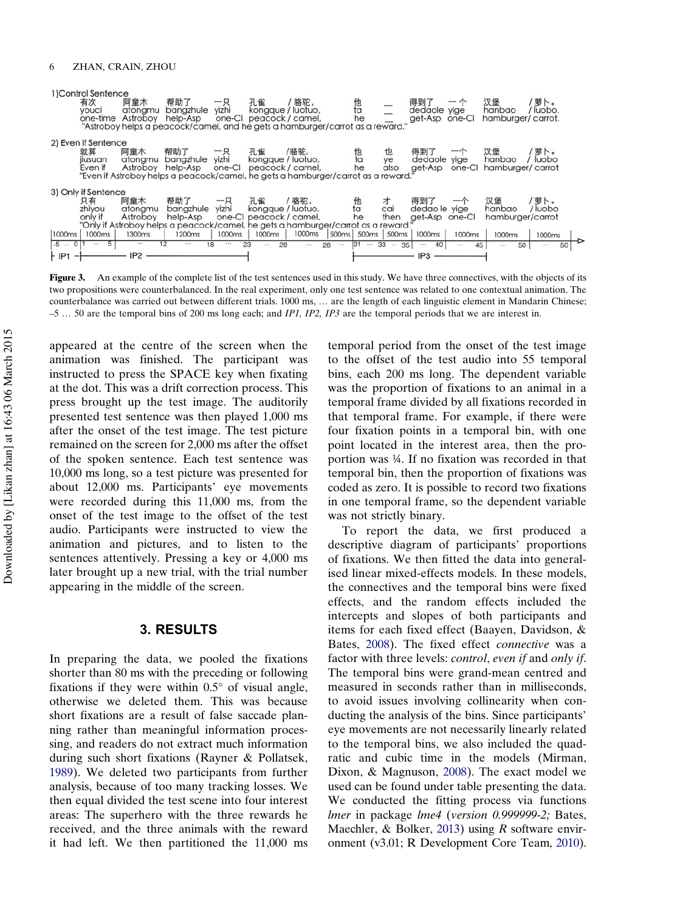1) Control Sentence

| 有次 | 阿童木 | 帮助了 | 一只 | 孔雀 / 骆驼, | 他 | — | 得到了 | 一个 | 汉堡 / 萝卜。 |
|---|---|---|---|---|---|---|---|---|---|
| youci | atongmu | bangzhule | yizhi | kongque / luotuo, | ta | — | dedaole | yige | hanbao / luobo. |
| one-time | Astroboy | help-Asp | one-Cl | peacock / camel, | he | — | get-Asp | one-Cl | hamburger/ carrot. |

"Astroboy helps a peacock/camel, and he gets a hamburger/carrot as a reward."

2) Even if Sentence

| 就算 | 阿童木 | 帮助了 | 一只 | 孔雀 /骆驼, | 他 | 也 | 得到了 | 一个 | 汉堡 / 萝卜。 |
|---|---|---|---|---|---|---|---|---|---|
| jiusuan | atongmu | bangzhule | yizhi | kongque / luotuo, | ta | ye | dedaole | yige | hanbao / luobo |
| Even if | Astroboy | help-Asp | one-Cl | peacock / camel, | he | also | get-Asp | one-Cl | hamburger/ carrot |

"Even if Astroboy helps a peacock/camel, he gets a hamburger/carrot as a reward."

3) Only if Sentence

| 只有 | 阿童木 | 帮助了 | 一只 | 孔雀 / 骆驼, | 他 | 才 | 得到了 | 一个 | 汉堡 / 萝卜。 |
|---|---|---|---|---|---|---|---|---|---|
| zhiyou | atongmu | bangzhule | yizhi | kongque / luotuo, | ta | cai | dedao le | yige | hanbao / luobo |
| only if | Astroboy | help-Asp | one-Cl | peacock / camel, | he | then | get-Asp | one-Cl | hamburger/carrot |

"Only if Astroboy helps a peacock/camel, he gets a hamburger/carrot as a reward."

| 1000ms | 1000ms | 1300ms | 1200ms | 1000ms | 1000ms | 1000ms | 500ms | 500ms | 500ms | 1000ms | 1000ms | 1000ms | 1000ms |
|---|---|---|---|---|---|---|---|---|---|---|---|---|---|
| -5 … 0 | 1 … 5 | … 12 | … 18 | … 23 | … 28 | … 28 | … | 31 … 33 | … 35 | … 40 | … 45 | … 50 | … 50 |

IP1 — IP2 — IP3

**Figure 3.** An example of the complete list of the test sentences used in this study. We have three connectives, with the objects of its two propositions were counterbalanced. In the real experiment, only one test sentence was related to one contextual animation. The counterbalance was carried out between different trials. 1000 ms, … are the length of each linguistic element in Mandarin Chinese; –5 … 50 are the temporal bins of 200 ms long each; and *IP1, IP2, IP3* are the temporal periods that we are interest in.

appeared at the centre of the screen when the animation was finished. The participant was instructed to press the SPACE key when fixating at the dot. This was a drift correction process. This press brought up the test image. The auditorily presented test sentence was then played 1,000 ms after the onset of the test image. The test picture remained on the screen for 2,000 ms after the offset of the spoken sentence. Each test sentence was 10,000 ms long, so a test picture was presented for about 12,000 ms. Participants' eye movements were recorded during this 11,000 ms, from the onset of the test image to the offset of the test audio. Participants were instructed to view the animation and pictures, and to listen to the sentences attentively. Pressing a key or 4,000 ms later brought up a new trial, with the trial number appearing in the middle of the screen.

## 3. RESULTS

In preparing the data, we pooled the fixations shorter than 80 ms with the preceding or following fixations if they were within 0.5° of visual angle, otherwise we deleted them. This was because short fixations are a result of false saccade planning rather than meaningful information processing, and readers do not extract much information during such short fixations (Rayner & Pollatsek, 1989). We deleted two participants from further analysis, because of too many tracking losses. We then equal divided the test scene into four interest areas: The superhero with the three rewards he received, and the three animals with the reward it had left. We then partitioned the 11,000 ms temporal period from the onset of the test image to the offset of the test audio into 55 temporal bins, each 200 ms long. The dependent variable was the proportion of fixations to an animal in a temporal frame divided by all fixations recorded in that temporal frame. For example, if there were four fixation points in a temporal bin, with one point located in the interest area, then the proportion was ¼. If no fixation was recorded in that temporal bin, then the proportion of fixations was coded as zero. It is possible to record two fixations in one temporal frame, so the dependent variable was not strictly binary.

To report the data, we first produced a descriptive diagram of participants' proportions of fixations. We then fitted the data into generalised linear mixed-effects models. In these models, the connectives and the temporal bins were fixed effects, and the random effects included the intercepts and slopes of both participants and items for each fixed effect (Baayen, Davidson, & Bates, 2008). The fixed effect *connective* was a factor with three levels: *control*, *even if* and *only if*. The temporal bins were grand-mean centred and measured in seconds rather than in milliseconds, to avoid issues involving collinearity when conducting the analysis of the bins. Since participants' eye movements are not necessarily linearly related to the temporal bins, we also included the quadratic and cubic time in the models (Mirman, Dixon, & Magnuson, 2008). The exact model we used can be found under table presenting the data. We conducted the fitting process via functions *lmer* in package *lme4* (*version 0.999999-2;* Bates, Maechler, & Bolker, 2013) using *R* software environment (v3.01; R Development Core Team, 2010).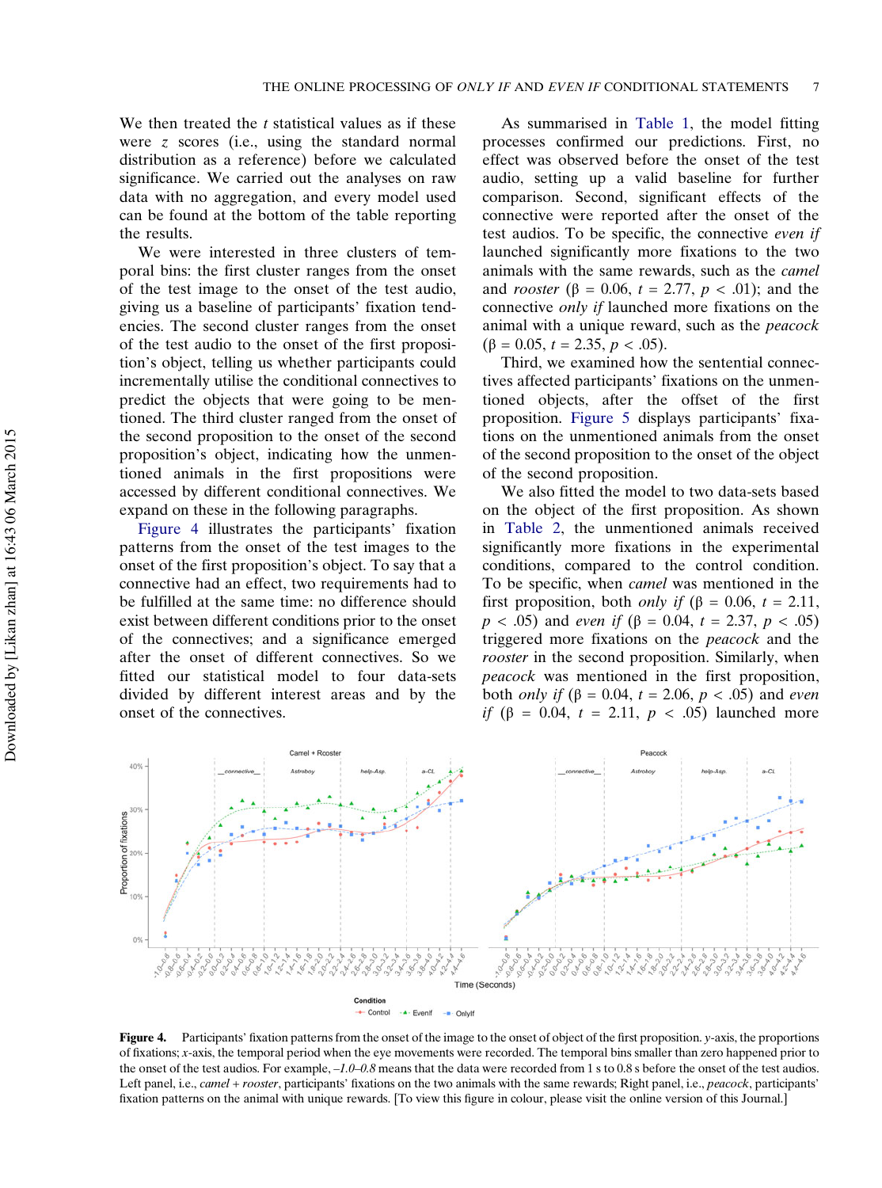We then treated the $t$ statistical values as if these were $z$ scores (i.e., using the standard normal distribution as a reference) before we calculated significance. We carried out the analyses on raw data with no aggregation, and every model used can be found at the bottom of the table reporting the results.

We were interested in three clusters of temporal bins: the first cluster ranges from the onset of the test image to the onset of the test audio, giving us a baseline of participants' fixation tendencies. The second cluster ranges from the onset of the test audio to the onset of the first proposition's object, telling us whether participants could incrementally utilise the conditional connectives to predict the objects that were going to be mentioned. The third cluster ranged from the onset of the second proposition to the onset of the second proposition's object, indicating how the unmentioned animals in the first propositions were accessed by different conditional connectives. We expand on these in the following paragraphs.

Figure 4 illustrates the participants' fixation patterns from the onset of the test images to the onset of the first proposition's object. To say that a connective had an effect, two requirements had to be fulfilled at the same time: no difference should exist between different conditions prior to the onset of the connectives; and a significance emerged after the onset of different connectives. So we fitted our statistical model to four data-sets divided by different interest areas and by the onset of the connectives.

As summarised in Table 1, the model fitting processes confirmed our predictions. First, no effect was observed before the onset of the test audio, setting up a valid baseline for further comparison. Second, significant effects of the connective were reported after the onset of the test audios. To be specific, the connective *even if* launched significantly more fixations to the two animals with the same rewards, such as the *camel* and *rooster* ($\beta = 0.06$, $t = 2.77$, $p < .01$); and the connective *only if* launched more fixations on the animal with a unique reward, such as the *peacock* ($\beta = 0.05$, $t = 2.35$, $p < .05$).

Third, we examined how the sentential connectives affected participants' fixations on the unmentioned objects, after the offset of the first proposition. Figure 5 displays participants' fixations on the unmentioned animals from the onset of the second proposition to the onset of the object of the second proposition.

We also fitted the model to two data-sets based on the object of the first proposition. As shown in Table 2, the unmentioned animals received significantly more fixations in the experimental conditions, compared to the control condition. To be specific, when *camel* was mentioned in the first proposition, both *only if* ($\beta = 0.06$, $t = 2.11$, $p < .05$) and *even if* ($\beta = 0.04$, $t = 2.37$, $p < .05$) triggered more fixations on the *peacock* and the *rooster* in the second proposition. Similarly, when *peacock* was mentioned in the first proposition, both *only if* ($\beta = 0.04$, $t = 2.06$, $p < .05$) and *even if* ($\beta = 0.04$, $t = 2.11$, $p < .05$) launched more

**Figure 4.** Participants' fixation patterns from the onset of the image to the onset of object of the first proposition. $y$-axis, the proportions of fixations; $x$-axis, the temporal period when the eye movements were recorded. The temporal bins smaller than zero happened prior to the onset of the test audios. For example, *–1.0–0.8* means that the data were recorded from 1 s to 0.8 s before the onset of the test audios. Left panel, i.e., *camel + rooster*, participants' fixations on the two animals with the same rewards; Right panel, i.e., *peacock*, participants' fixation patterns on the animal with unique rewards. [To view this figure in colour, please visit the online version of this Journal.]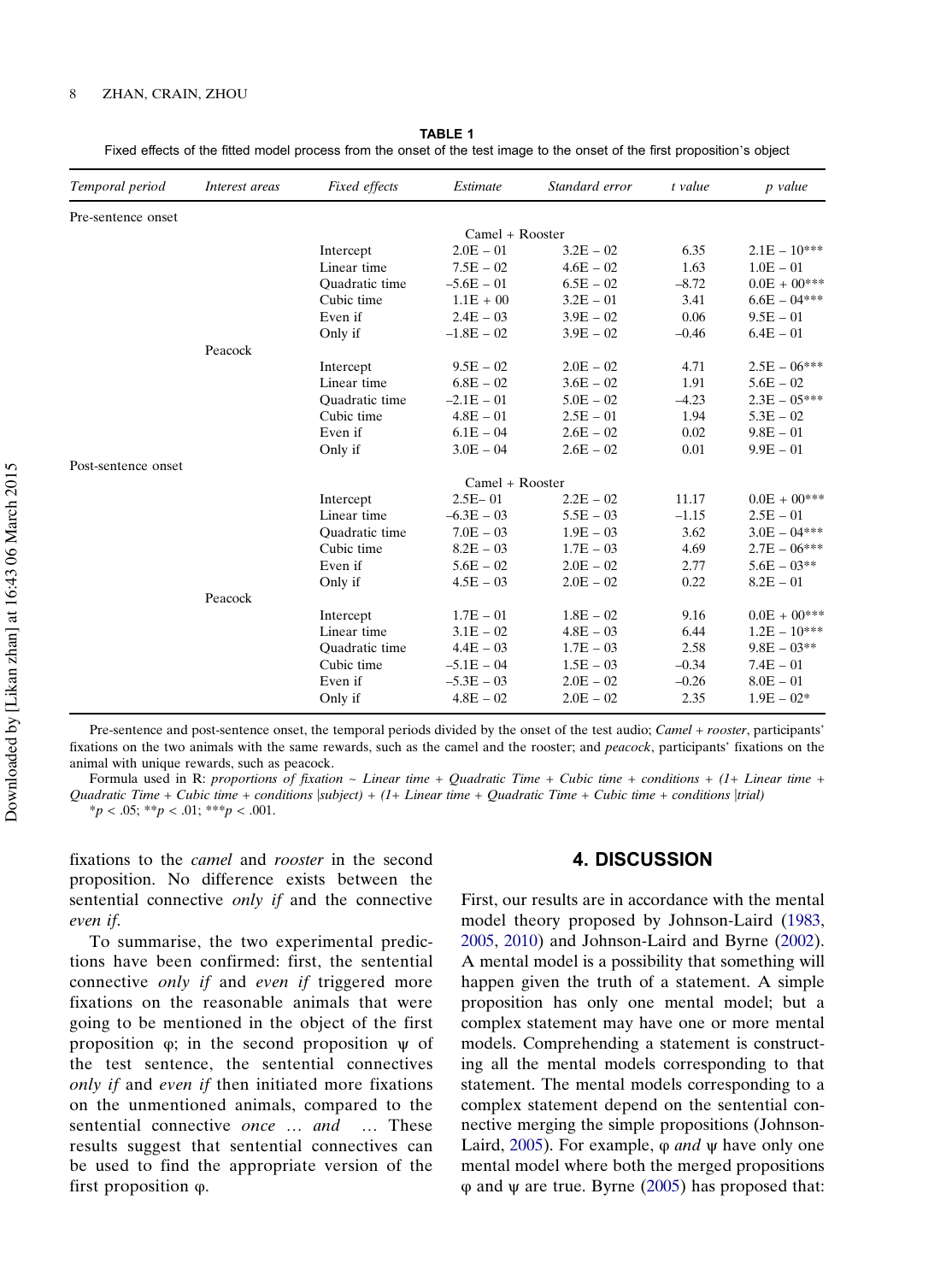**TABLE 1**

Fixed effects of the fitted model process from the onset of the test image to the onset of the first proposition's object

| *Temporal period* | *Interest areas* | *Fixed effects* | *Estimate* | *Standard error* | *t value* | *p value* |
|---|---|---|---|---|---|---|
| Pre-sentence onset | | | | | | |
| | | | Camel + Rooster | | | |
| | | Intercept | 2.0E − 01 | 3.2E − 02 | 6.35 | 2.1E − 10*** |
| | | Linear time | 7.5E − 02 | 4.6E − 02 | 1.63 | 1.0E − 01 |
| | | Quadratic time | −5.6E − 01 | 6.5E − 02 | −8.72 | 0.0E + 00*** |
| | | Cubic time | 1.1E + 00 | 3.2E − 01 | 3.41 | 6.6E − 04*** |
| | | Even if | 2.4E − 03 | 3.9E − 02 | 0.06 | 9.5E − 01 |
| | | Only if | −1.8E − 02 | 3.9E − 02 | −0.46 | 6.4E − 01 |
| | Peacock | | | | | |
| | | Intercept | 9.5E − 02 | 2.0E − 02 | 4.71 | 2.5E − 06*** |
| | | Linear time | 6.8E − 02 | 3.6E − 02 | 1.91 | 5.6E − 02 |
| | | Quadratic time | −2.1E − 01 | 5.0E − 02 | −4.23 | 2.3E − 05*** |
| | | Cubic time | 4.8E − 01 | 2.5E − 01 | 1.94 | 5.3E − 02 |
| | | Even if | 6.1E − 04 | 2.6E − 02 | 0.02 | 9.8E − 01 |
| | | Only if | 3.0E − 04 | 2.6E − 02 | 0.01 | 9.9E − 01 |
| Post-sentence onset | | | | | | |
| | | | Camel + Rooster | | | |
| | | Intercept | 2.5E− 01 | 2.2E − 02 | 11.17 | 0.0E + 00*** |
| | | Linear time | −6.3E − 03 | 5.5E − 03 | −1.15 | 2.5E − 01 |
| | | Quadratic time | 7.0E − 03 | 1.9E − 03 | 3.62 | 3.0E − 04*** |
| | | Cubic time | 8.2E − 03 | 1.7E − 03 | 4.69 | 2.7E − 06*** |
| | | Even if | 5.6E − 02 | 2.0E − 02 | 2.77 | 5.6E − 03** |
| | | Only if | 4.5E − 03 | 2.0E − 02 | 0.22 | 8.2E − 01 |
| | Peacock | | | | | |
| | | Intercept | 1.7E − 01 | 1.8E − 02 | 9.16 | 0.0E + 00*** |
| | | Linear time | 3.1E − 02 | 4.8E − 03 | 6.44 | 1.2E − 10*** |
| | | Quadratic time | 4.4E − 03 | 1.7E − 03 | 2.58 | 9.8E − 03** |
| | | Cubic time | −5.1E − 04 | 1.5E − 03 | −0.34 | 7.4E − 01 |
| | | Even if | −5.3E − 03 | 2.0E − 02 | −0.26 | 8.0E − 01 |
| | | Only if | 4.8E − 02 | 2.0E − 02 | 2.35 | 1.9E − 02* |

Pre-sentence and post-sentence onset, the temporal periods divided by the onset of the test audio; *Camel + rooster*, participants' fixations on the two animals with the same rewards, such as the camel and the rooster; and *peacock*, participants' fixations on the animal with unique rewards, such as peacock.

Formula used in R: *proportions of fixation ~ Linear time + Quadratic Time + Cubic time + conditions + (1+ Linear time + Quadratic Time + Cubic time + conditions |subject) + (1+ Linear time + Quadratic Time + Cubic time + conditions |trial)*

$^{*}p < .05$; $^{**}p < .01$; $^{***}p < .001$.

fixations to the *camel* and *rooster* in the second proposition. No difference exists between the sentential connective *only if* and the connective *even if*.

To summarise, the two experimental predictions have been confirmed: first, the sentential connective *only if* and *even if* triggered more fixations on the reasonable animals that were going to be mentioned in the object of the first proposition φ; in the second proposition ψ of the test sentence, the sentential connectives *only if* and *even if* then initiated more fixations on the unmentioned animals, compared to the sentential connective *once … and …* These results suggest that sentential connectives can be used to find the appropriate version of the first proposition φ.

## 4. DISCUSSION

First, our results are in accordance with the mental model theory proposed by Johnson-Laird (1983, 2005, 2010) and Johnson-Laird and Byrne (2002). A mental model is a possibility that something will happen given the truth of a statement. A simple proposition has only one mental model; but a complex statement may have one or more mental models. Comprehending a statement is constructing all the mental models corresponding to that statement. The mental models corresponding to a complex statement depend on the sentential connective merging the simple propositions (Johnson-Laird, 2005). For example, φ *and* ψ have only one mental model where both the merged propositions φ and ψ are true. Byrne (2005) has proposed that: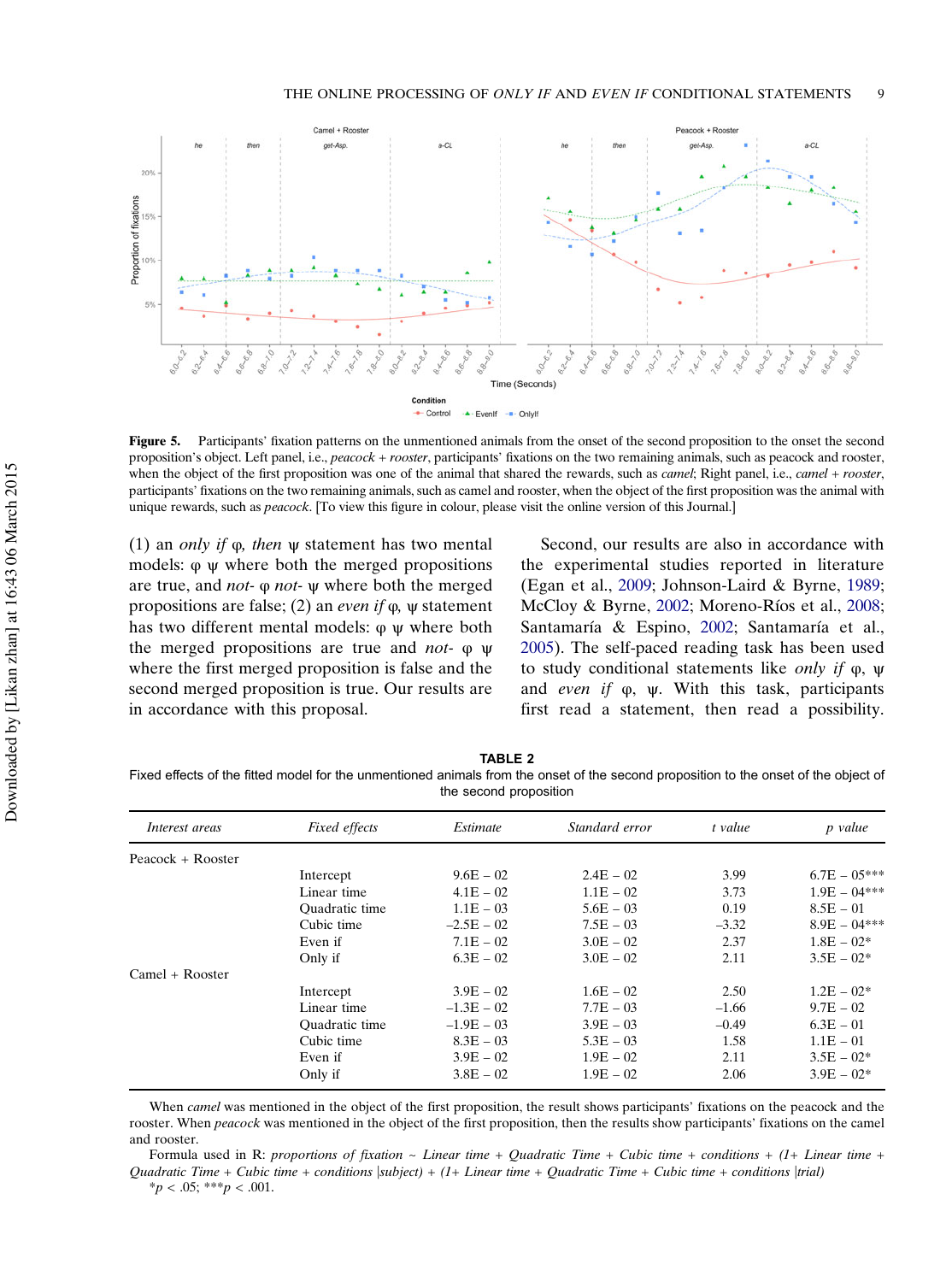**Figure 5.** Participants' fixation patterns on the unmentioned animals from the onset of the second proposition to the onset the second proposition's object. Left panel, i.e., *peacock + rooster*, participants' fixations on the two remaining animals, such as peacock and rooster, when the object of the first proposition was one of the animal that shared the rewards, such as *camel*; Right panel, i.e., *camel + rooster*, participants' fixations on the two remaining animals, such as camel and rooster, when the object of the first proposition was the animal with unique rewards, such as *peacock*. [To view this figure in colour, please visit the online version of this Journal.]

(1) an *only if* φ, *then* ψ statement has two mental models: φ ψ where both the merged propositions are true, and *not-* φ *not-* ψ where both the merged propositions are false; (2) an *even if* φ, ψ statement has two different mental models: φ ψ where both the merged propositions are true and *not-* φ ψ where the first merged proposition is false and the second merged proposition is true. Our results are in accordance with this proposal.

Second, our results are also in accordance with the experimental studies reported in literature (Egan et al., 2009; Johnson-Laird & Byrne, 1989; McCloy & Byrne, 2002; Moreno-Ríos et al., 2008; Santamaría & Espino, 2002; Santamaría et al., 2005). The self-paced reading task has been used to study conditional statements like *only if* φ, ψ and *even if* φ, ψ. With this task, participants first read a statement, then read a possibility.

**TABLE 2**
Fixed effects of the fitted model for the unmentioned animals from the onset of the second proposition to the onset of the object of the second proposition

| *Interest areas* | *Fixed effects* | *Estimate* | *Standard error* | *t value* | *p value* |
|---|---|---|---|---|---|
| Peacock + Rooster | | | | | |
| | Intercept | 9.6E – 02 | 2.4E – 02 | 3.99 | 6.7E – 05*** |
| | Linear time | 4.1E – 02 | 1.1E – 02 | 3.73 | 1.9E – 04*** |
| | Quadratic time | 1.1E – 03 | 5.6E – 03 | 0.19 | 8.5E – 01 |
| | Cubic time | –2.5E – 02 | 7.5E – 03 | –3.32 | 8.9E – 04*** |
| | Even if | 7.1E – 02 | 3.0E – 02 | 2.37 | 1.8E – 02* |
| | Only if | 6.3E – 02 | 3.0E – 02 | 2.11 | 3.5E – 02* |
| Camel + Rooster | | | | | |
| | Intercept | 3.9E – 02 | 1.6E – 02 | 2.50 | 1.2E – 02* |
| | Linear time | –1.3E – 02 | 7.7E – 03 | –1.66 | 9.7E – 02 |
| | Quadratic time | –1.9E – 03 | 3.9E – 03 | –0.49 | 6.3E – 01 |
| | Cubic time | 8.3E – 03 | 5.3E – 03 | 1.58 | 1.1E – 01 |
| | Even if | 3.9E – 02 | 1.9E – 02 | 2.11 | 3.5E – 02* |
| | Only if | 3.8E – 02 | 1.9E – 02 | 2.06 | 3.9E – 02* |

When *camel* was mentioned in the object of the first proposition, the result shows participants' fixations on the peacock and the rooster. When *peacock* was mentioned in the object of the first proposition, then the results show participants' fixations on the camel and rooster.

Formula used in R: *proportions of fixation ~ Linear time + Quadratic Time + Cubic time + conditions + (1+ Linear time + Quadratic Time + Cubic time + conditions |subject) + (1+ Linear time + Quadratic Time + Cubic time + conditions |trial)*

$*p < .05$; $***p < .001$.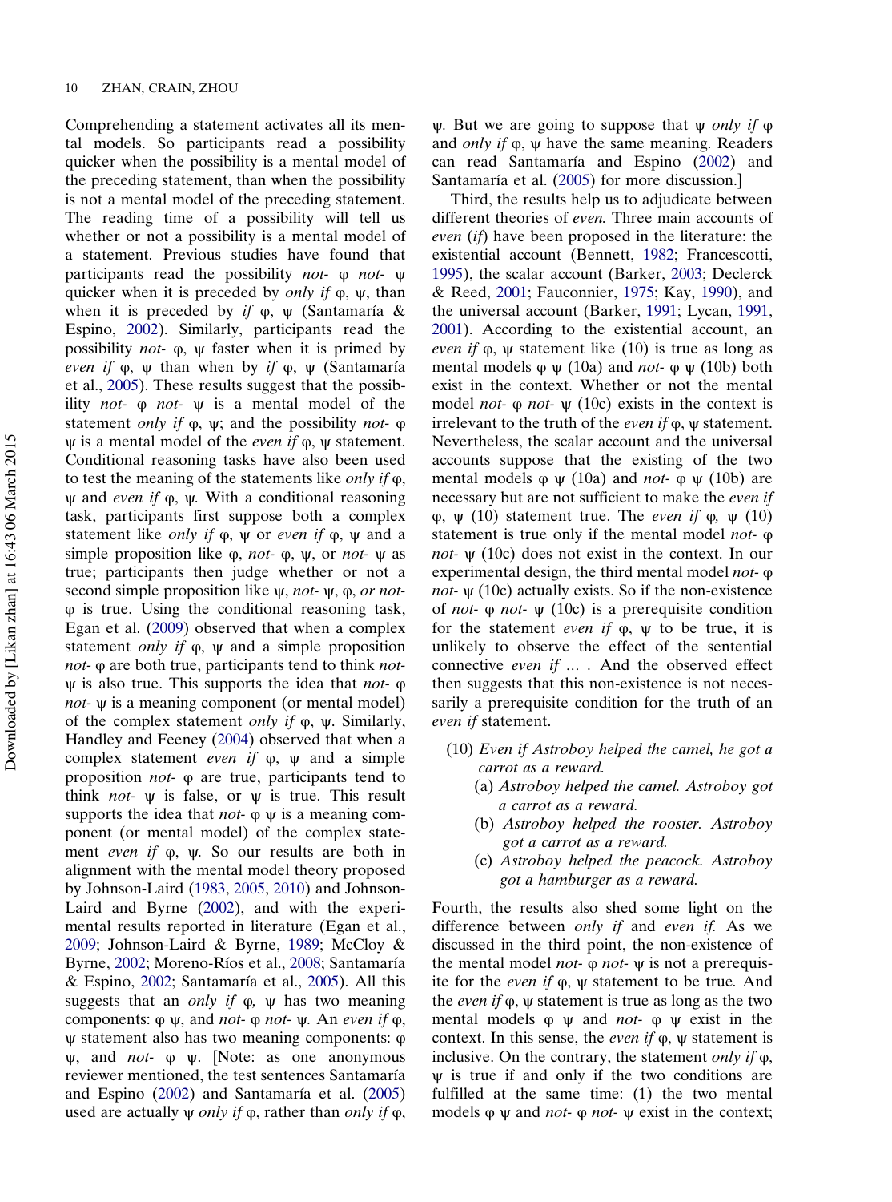Comprehending a statement activates all its mental models. So participants read a possibility quicker when the possibility is a mental model of the preceding statement, than when the possibility is not a mental model of the preceding statement. The reading time of a possibility will tell us whether or not a possibility is a mental model of a statement. Previous studies have found that participants read the possibility *not-* φ *not-* ψ quicker when it is preceded by *only if* φ, ψ, than when it is preceded by *if* φ, ψ (Santamaría & Espino, 2002). Similarly, participants read the possibility *not-* φ, ψ faster when it is primed by *even if* φ, ψ than when by *if* φ, ψ (Santamaría et al., 2005). These results suggest that the possibility *not-* φ *not-* ψ is a mental model of the statement *only if* φ, ψ; and the possibility *not-* φ ψ is a mental model of the *even if* φ, ψ statement. Conditional reasoning tasks have also been used to test the meaning of the statements like *only if* φ, ψ and *even if* φ, ψ. With a conditional reasoning task, participants first suppose both a complex statement like *only if* φ, ψ or *even if* φ, ψ and a simple proposition like φ, *not-* φ, ψ, or *not-* ψ as true; participants then judge whether or not a second simple proposition like ψ, *not-* ψ, φ, *or not-* φ is true. Using the conditional reasoning task, Egan et al. (2009) observed that when a complex statement *only if* φ, ψ and a simple proposition *not-* φ are both true, participants tend to think *not-* ψ is also true. This supports the idea that *not-* φ *not-* ψ is a meaning component (or mental model) of the complex statement *only if* φ, ψ. Similarly, Handley and Feeney (2004) observed that when a complex statement *even if* φ, ψ and a simple proposition *not-* φ are true, participants tend to think *not-* ψ is false, or ψ is true. This result supports the idea that *not-* φ ψ is a meaning component (or mental model) of the complex statement *even if* φ, ψ. So our results are both in alignment with the mental model theory proposed by Johnson-Laird (1983, 2005, 2010) and Johnson-Laird and Byrne (2002), and with the experimental results reported in literature (Egan et al., 2009; Johnson-Laird & Byrne, 1989; McCloy & Byrne, 2002; Moreno-Ríos et al., 2008; Santamaría & Espino, 2002; Santamaría et al., 2005). All this suggests that an *only if* φ, ψ has two meaning components: φ ψ, and *not-* φ *not-* ψ. An *even if* φ, ψ statement also has two meaning components: φ ψ, and *not-* φ ψ. [Note: as one anonymous reviewer mentioned, the test sentences Santamaría and Espino (2002) and Santamaría et al. (2005) used are actually ψ *only if* φ, rather than *only if* φ, ψ. But we are going to suppose that ψ *only if* φ and *only if* φ, ψ have the same meaning. Readers can read Santamaría and Espino (2002) and Santamaría et al. (2005) for more discussion.]

Third, the results help us to adjudicate between different theories of *even.* Three main accounts of *even* (*if*) have been proposed in the literature: the existential account (Bennett, 1982; Francescotti, 1995), the scalar account (Barker, 2003; Declerck & Reed, 2001; Fauconnier, 1975; Kay, 1990), and the universal account (Barker, 1991; Lycan, 1991, 2001). According to the existential account, an *even if* φ, ψ statement like (10) is true as long as mental models φ ψ (10a) and *not-* φ ψ (10b) both exist in the context. Whether or not the mental model *not-* φ *not-* ψ (10c) exists in the context is irrelevant to the truth of the *even if* φ, ψ statement. Nevertheless, the scalar account and the universal accounts suppose that the existing of the two mental models φ ψ (10a) and *not-* φ ψ (10b) are necessary but are not sufficient to make the *even if* φ, ψ (10) statement true. The *even if* φ, ψ (10) statement is true only if the mental model *not-* φ *not-* ψ (10c) does not exist in the context. In our experimental design, the third mental model *not-* φ *not-* ψ (10c) actually exists. So if the non-existence of *not-* φ *not-* ψ (10c) is a prerequisite condition for the statement *even if* φ, ψ to be true, it is unlikely to observe the effect of the sentential connective *even if ...* . And the observed effect then suggests that this non-existence is not necessarily a prerequisite condition for the truth of an *even if* statement.

(10) *Even if Astroboy helped the camel, he got a carrot as a reward.*
  (a) *Astroboy helped the camel. Astroboy got a carrot as a reward.*
  (b) *Astroboy helped the rooster. Astroboy got a carrot as a reward.*
  (c) *Astroboy helped the peacock. Astroboy got a hamburger as a reward.*

Fourth, the results also shed some light on the difference between *only if* and *even if.* As we discussed in the third point, the non-existence of the mental model *not-* φ *not-* ψ is not a prerequisite for the *even if* φ, ψ statement to be true. And the *even if* φ, ψ statement is true as long as the two mental models φ ψ and *not-* φ ψ exist in the context. In this sense, the *even if* φ, ψ statement is inclusive. On the contrary, the statement *only if* φ, ψ is true if and only if the two conditions are fulfilled at the same time: (1) the two mental models φ ψ and *not-* φ *not-* ψ exist in the context;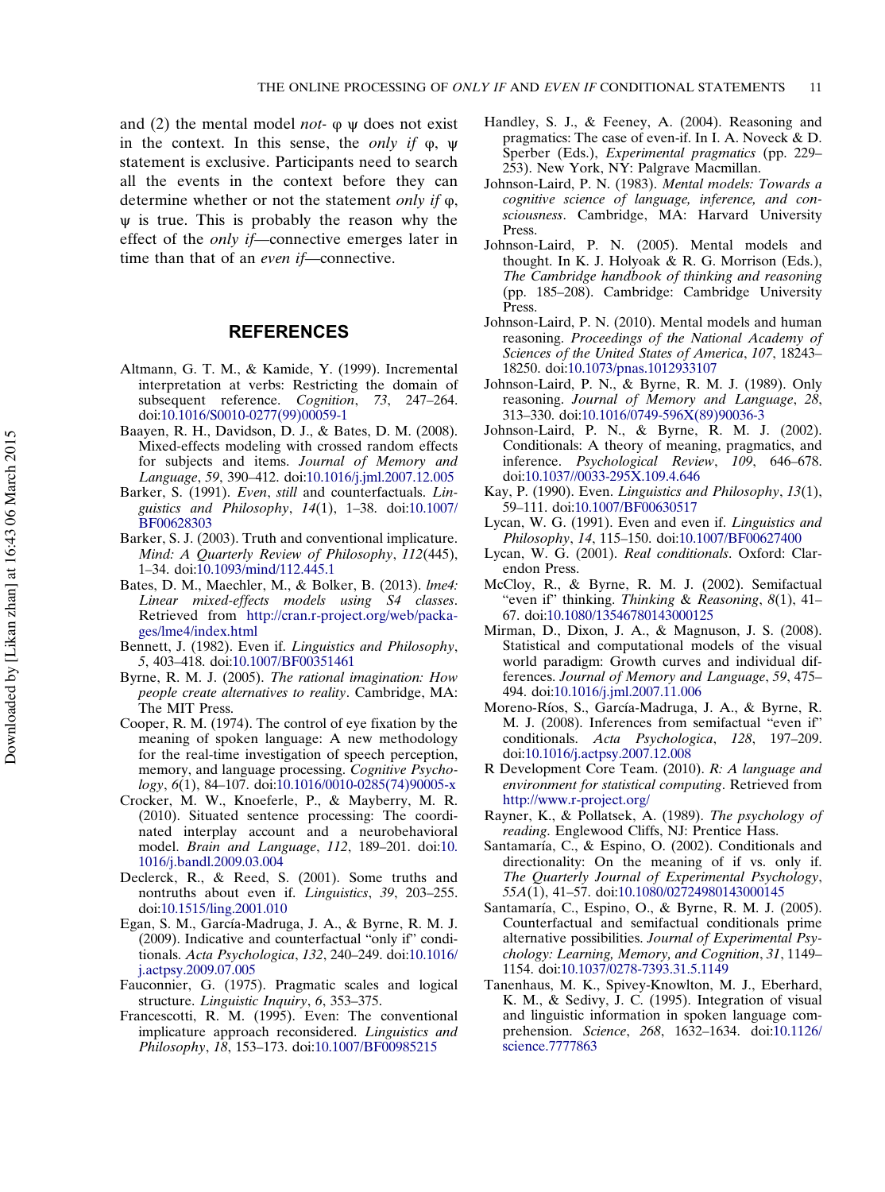and (2) the mental model *not-* φ ψ does not exist in the context. In this sense, the *only if* φ, ψ statement is exclusive. Participants need to search all the events in the context before they can determine whether or not the statement *only if* φ, ψ is true. This is probably the reason why the effect of the *only if*—connective emerges later in time than that of an *even if*—connective.

## REFERENCES

Altmann, G. T. M., & Kamide, Y. (1999). Incremental interpretation at verbs: Restricting the domain of subsequent reference. *Cognition*, *73*, 247–264. doi:10.1016/S0010-0277(99)00059-1

Baayen, R. H., Davidson, D. J., & Bates, D. M. (2008). Mixed-effects modeling with crossed random effects for subjects and items. *Journal of Memory and Language*, *59*, 390–412. doi:10.1016/j.jml.2007.12.005

Barker, S. (1991). *Even*, *still* and counterfactuals. *Linguistics and Philosophy*, *14*(1), 1–38. doi:10.1007/BF00628303

Barker, S. J. (2003). Truth and conventional implicature. *Mind: A Quarterly Review of Philosophy*, *112*(445), 1–34. doi:10.1093/mind/112.445.1

Bates, D. M., Maechler, M., & Bolker, B. (2013). *lme4: Linear mixed-effects models using S4 classes*. Retrieved from http://cran.r-project.org/web/packages/lme4/index.html

Bennett, J. (1982). Even if. *Linguistics and Philosophy*, *5*, 403–418. doi:10.1007/BF00351461

Byrne, R. M. J. (2005). *The rational imagination: How people create alternatives to reality*. Cambridge, MA: The MIT Press.

Cooper, R. M. (1974). The control of eye fixation by the meaning of spoken language: A new methodology for the real-time investigation of speech perception, memory, and language processing. *Cognitive Psychology*, *6*(1), 84–107. doi:10.1016/0010-0285(74)90005-x

Crocker, M. W., Knoeferle, P., & Mayberry, M. R. (2010). Situated sentence processing: The coordinated interplay account and a neurobehavioral model. *Brain and Language*, *112*, 189–201. doi:10.1016/j.bandl.2009.03.004

Declerck, R., & Reed, S. (2001). Some truths and nontruths about even if. *Linguistics*, *39*, 203–255. doi:10.1515/ling.2001.010

Egan, S. M., García-Madruga, J. A., & Byrne, R. M. J. (2009). Indicative and counterfactual "only if" conditionals. *Acta Psychologica*, *132*, 240–249. doi:10.1016/j.actpsy.2009.07.005

Fauconnier, G. (1975). Pragmatic scales and logical structure. *Linguistic Inquiry*, *6*, 353–375.

Francescotti, R. M. (1995). Even: The conventional implicature approach reconsidered. *Linguistics and Philosophy*, *18*, 153–173. doi:10.1007/BF00985215

Handley, S. J., & Feeney, A. (2004). Reasoning and pragmatics: The case of even-if. In I. A. Noveck & D. Sperber (Eds.), *Experimental pragmatics* (pp. 229–253). New York, NY: Palgrave Macmillan.

Johnson-Laird, P. N. (1983). *Mental models: Towards a cognitive science of language, inference, and consciousness*. Cambridge, MA: Harvard University Press.

Johnson-Laird, P. N. (2005). Mental models and thought. In K. J. Holyoak & R. G. Morrison (Eds.), *The Cambridge handbook of thinking and reasoning* (pp. 185–208). Cambridge: Cambridge University Press.

Johnson-Laird, P. N. (2010). Mental models and human reasoning. *Proceedings of the National Academy of Sciences of the United States of America*, *107*, 18243–18250. doi:10.1073/pnas.1012933107

Johnson-Laird, P. N., & Byrne, R. M. J. (1989). Only reasoning. *Journal of Memory and Language*, *28*, 313–330. doi:10.1016/0749-596X(89)90036-3

Johnson-Laird, P. N., & Byrne, R. M. J. (2002). Conditionals: A theory of meaning, pragmatics, and inference. *Psychological Review*, *109*, 646–678. doi:10.1037//0033-295X.109.4.646

Kay, P. (1990). Even. *Linguistics and Philosophy*, *13*(1), 59–111. doi:10.1007/BF00630517

Lycan, W. G. (1991). Even and even if. *Linguistics and Philosophy*, *14*, 115–150. doi:10.1007/BF00627400

Lycan, W. G. (2001). *Real conditionals*. Oxford: Clarendon Press.

McCloy, R., & Byrne, R. M. J. (2002). Semifactual "even if" thinking. *Thinking & Reasoning*, *8*(1), 41–67. doi:10.1080/13546780143000125

Mirman, D., Dixon, J. A., & Magnuson, J. S. (2008). Statistical and computational models of the visual world paradigm: Growth curves and individual differences. *Journal of Memory and Language*, *59*, 475–494. doi:10.1016/j.jml.2007.11.006

Moreno-Ríos, S., García-Madruga, J. A., & Byrne, R. M. J. (2008). Inferences from semifactual "even if" conditionals. *Acta Psychologica*, *128*, 197–209. doi:10.1016/j.actpsy.2007.12.008

R Development Core Team. (2010). *R: A language and environment for statistical computing*. Retrieved from http://www.r-project.org/

Rayner, K., & Pollatsek, A. (1989). *The psychology of reading*. Englewood Cliffs, NJ: Prentice Hass.

Santamaría, C., & Espino, O. (2002). Conditionals and directionality: On the meaning of if vs. only if. *The Quarterly Journal of Experimental Psychology*, *55A*(1), 41–57. doi:10.1080/02724980143000145

Santamaría, C., Espino, O., & Byrne, R. M. J. (2005). Counterfactual and semifactual conditionals prime alternative possibilities. *Journal of Experimental Psychology: Learning, Memory, and Cognition*, *31*, 1149–1154. doi:10.1037/0278-7393.31.5.1149

Tanenhaus, M. K., Spivey-Knowlton, M. J., Eberhard, K. M., & Sedivy, J. C. (1995). Integration of visual and linguistic information in spoken language comprehension. *Science*, *268*, 1632–1634. doi:10.1126/science.7777863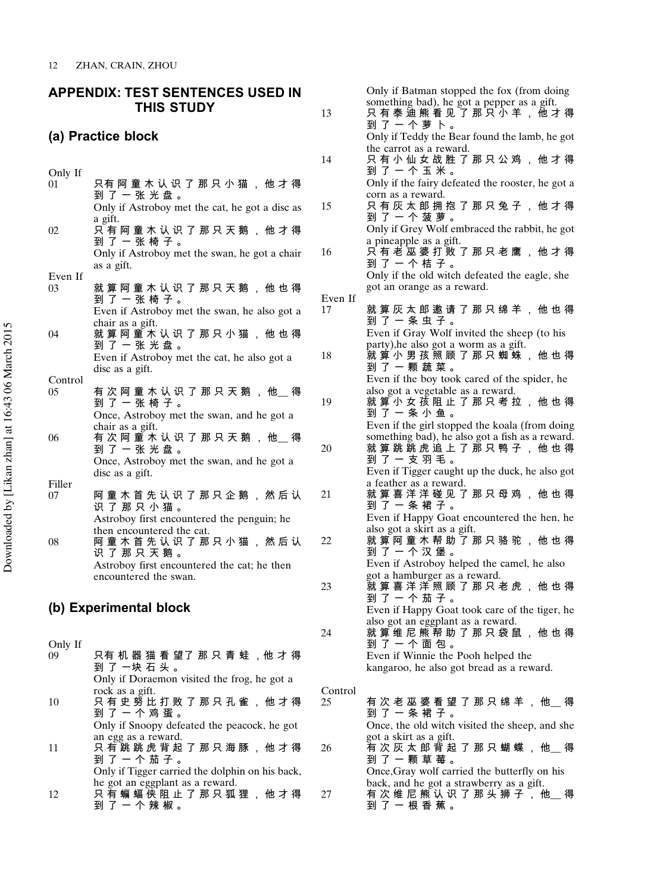## APPENDIX: TEST SENTENCES USED IN THIS STUDY

### (a) Practice block

Only If

01 只有阿童木认识了那只小猫，他才得到了一张光盘。
Only if Astroboy met the cat, he got a disc as a gift.

02 只有阿童木认识了那只天鹅，他才得到了一张椅子。
Only if Astroboy met the swan, he got a chair as a gift.

Even If

03 就算阿童木认识了那只天鹅，他也得到了一张椅子。
Even if Astroboy met the swan, he also got a chair as a gift.

04 就算阿童木认识了那只小猫，他也得到了一张光盘。
Even if Astroboy met the cat, he also got a disc as a gift.

Control

05 有次阿童木认识了那只天鹅，他__得到了一张椅子。
Once, Astroboy met the swan, and he got a chair as a gift.

06 有次阿童木认识了那只天鹅，他__得到了一张光盘。
Once, Astroboy met the swan, and he got a disc as a gift.

Filler

07 阿童木首先认识了那只企鹅，然后认识了那只小猫。
Astroboy first encountered the penguin; he then encountered the cat.

08 阿童木首先认识了那只小猫，然后认识了那只天鹅。
Astroboy first encountered the cat; he then encountered the swan.

### (b) Experimental block

Only If

09 只有机器猫看望了那只青蛙，他才得到了一块石头。
Only if Doraemon visited the frog, he got a rock as a gift.

10 只有史努比打败了那只孔雀，他才得到了一个鸡蛋。
Only if Snoopy defeated the peacock, he got an egg as a reward.

11 只有跳跳虎背起了那只海豚，他才得到了一个茄子。
Only if Tigger carried the dolphin on his back, he got an eggplant as a reward.

12 只有蝙蝠侠阻止了那只狐狸，他才得到了一个辣椒。
Only if Batman stopped the fox (from doing something bad), he got a pepper as a gift.

13 只有泰迪熊看见了那只小羊，他才得到了一个萝卜。
Only if Teddy the Bear found the lamb, he got the carrot as a reward.

14 只有小仙女战胜了那只公鸡，他才得到了一个玉米。
Only if the fairy defeated the rooster, he got a corn as a reward.

15 只有灰太郎拥抱了那只兔子，他才得到了一个菠萝。
Only if Grey Wolf embraced the rabbit, he got a pineapple as a gift.

16 只有老巫婆打败了那只老鹰，他才得到了一个桔子。
Only if the old witch defeated the eagle, she got an orange as a reward.

Even If

17 就算灰太郎邀请了那只绵羊，他也得到了一条虫子。
Even if Gray Wolf invited the sheep (to his party),he also got a worm as a gift.

18 就算小男孩照顾了那只蜘蛛，他也得到了一颗蔬菜。
Even if the boy took cared of the spider, he also got a vegetable as a reward.

19 就算小女孩阻止了那只考拉，他也得到了一条小鱼。
Even if the girl stopped the koala (from doing something bad), he also got a fish as a reward.

20 就算跳跳虎追上了那只鸭子，他也得到了一支羽毛。
Even if Tigger caught up the duck, he also got a feather as a reward.

21 就算喜洋洋碰见了那只母鸡，他也得到了一条裙子。
Even if Happy Goat encountered the hen, he also got a skirt as a gift.

22 就算阿童木帮助了那只骆驼，他也得到了一个汉堡。
Even if Astroboy helped the camel, he also got a hamburger as a reward.

23 就算喜洋洋照顾了那只老虎，他也得到了一个茄子。
Even if Happy Goat took care of the tiger, he also got an eggplant as a reward.

24 就算维尼熊帮助了那只袋鼠，他也得到了一个面包。
Even if Winnie the Pooh helped the kangaroo, he also got bread as a reward.

Control

25 有次老巫婆看望了那只绵羊，他__得到了一条裙子。
Once, the old witch visited the sheep, and she got a skirt as a gift.

26 有次灰太郎背起了那只蝴蝶，他__得到了一颗草莓。
Once,Gray wolf carried the butterfly on his back, and he got a strawberry as a gift.

27 有次维尼熊认识了那头狮子，他__得到了一根香蕉。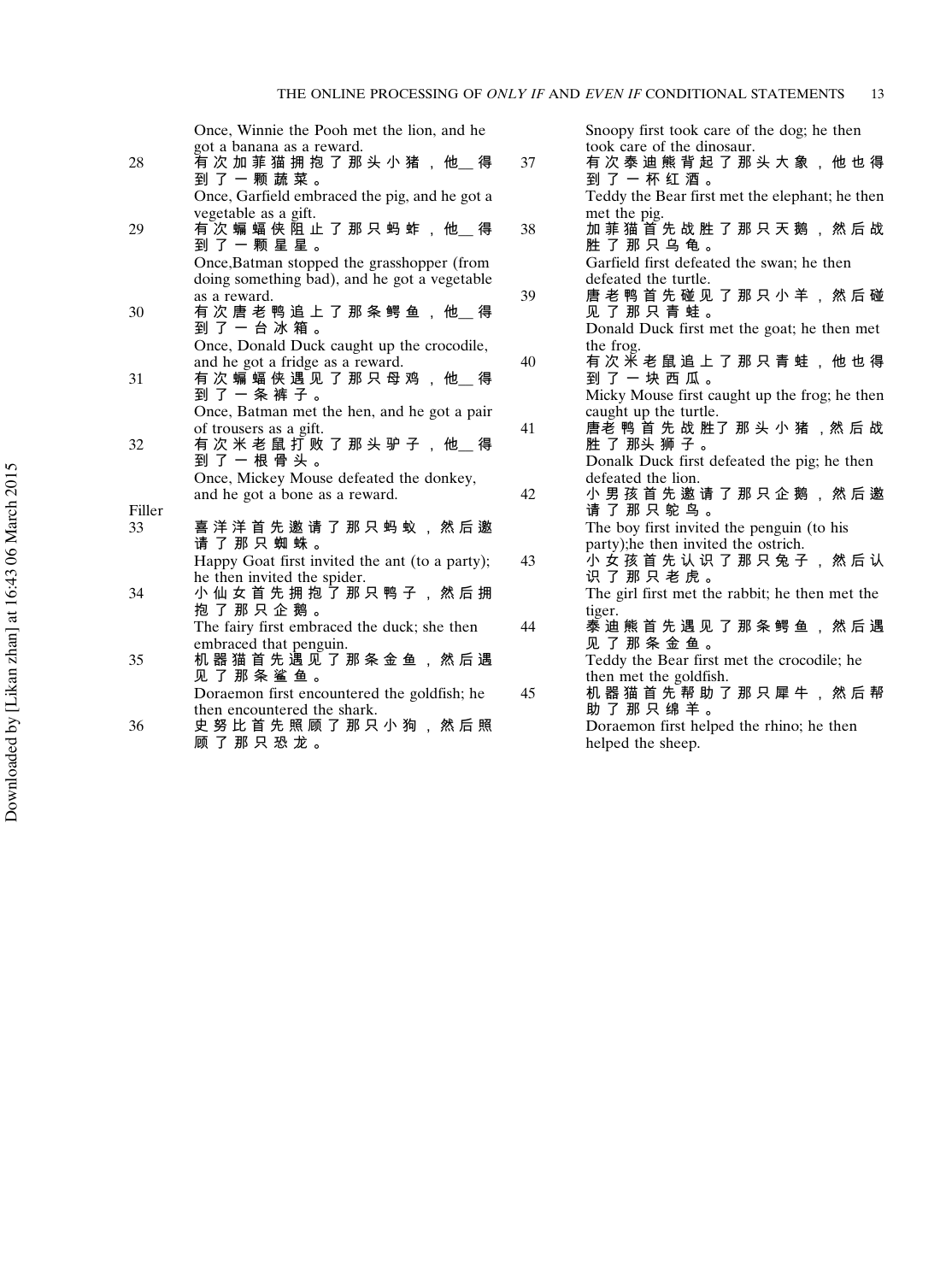Once, Winnie the Pooh met the lion, and he got a banana as a reward.

28 有次加菲猫拥抱了那头小猪，他__得到了一颗蔬菜。

Once, Garfield embraced the pig, and he got a vegetable as a gift.

29 有次蝙蝠侠阻止了那只蚂蚱，他__得到了一颗星星。

Once,Batman stopped the grasshopper (from doing something bad), and he got a vegetable as a reward.

30 有次唐老鸭追上了那条鳄鱼，他__得到了一台冰箱。

Once, Donald Duck caught up the crocodile, and he got a fridge as a reward.

31 有次蝙蝠侠遇见了那只母鸡，他__得到了一条裤子。

Once, Batman met the hen, and he got a pair of trousers as a gift.

32 有次米老鼠打败了那头驴子，他__得到了一根骨头。

Once, Mickey Mouse defeated the donkey, and he got a bone as a reward.

Filler

33 喜洋洋首先邀请了那只蚂蚁，然后邀请了那只蜘蛛。

Happy Goat first invited the ant (to a party); he then invited the spider.

34 小仙女首先拥抱了那只鸭子，然后拥抱了那只企鹅。

The fairy first embraced the duck; she then embraced that penguin.

35 机器猫首先遇见了那条金鱼，然后遇见了那条鲨鱼。

Doraemon first encountered the goldfish; he then encountered the shark.

36 史努比首先照顾了那只小狗，然后照顾了那只恐龙。

Snoopy first took care of the dog; he then took care of the dinosaur.

37 有次泰迪熊背起了那头大象，他也得到了一杯红酒。

Teddy the Bear first met the elephant; he then met the pig.

38 加菲猫首先战胜了那只天鹅，然后战胜了那只乌龟。

Garfield first defeated the swan; he then defeated the turtle.

39 唐老鸭首先碰见了那只小羊，然后碰见了那只青蛙。

Donald Duck first met the goat; he then met the frog.

40 有次米老鼠追上了那只青蛙，他也得到了一块西瓜。

Micky Mouse first caught up the frog; he then caught up the turtle.

41 唐老鸭首先战胜了那头小猪，然后战胜了那头狮子。

Donalk Duck first defeated the pig; he then defeated the lion.

42 小男孩首先邀请了那只企鹅，然后邀请了那只鸵鸟。

The boy first invited the penguin (to his party);he then invited the ostrich.

43 小女孩首先认识了那只兔子，然后认识了那只老虎。

The girl first met the rabbit; he then met the tiger.

44 泰迪熊首先遇见了那条鳄鱼，然后遇见了那条金鱼。

Teddy the Bear first met the crocodile; he then met the goldfish.

45 机器猫首先帮助了那只犀牛，然后帮助了那只绵羊。

Doraemon first helped the rhino; he then helped the sheep.